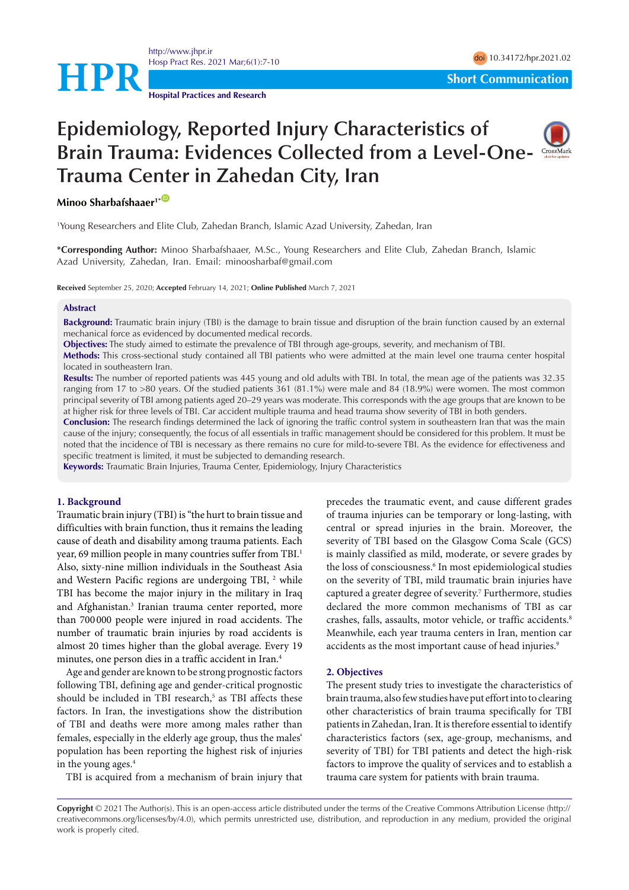# Epidemiology, Reported Injury Characteristics of Brain Trauma: Evidences Collected from a Level-One-Trauma Center in Zahedan City, Iran

**Minoo Sharbafshaaer**[1*]

[1]Young Researchers and Elite Club, Zahedan Branch, Islamic Azad University, Zahedan, Iran

***Corresponding Author:** Minoo Sharbafshaaer, M.Sc., Young Researchers and Elite Club, Zahedan Branch, Islamic Azad University, Zahedan, Iran. Email: minoosharbaf@gmail.com

**Received** September 25, 2020; **Accepted** February 14, 2021; **Online Published** March 7, 2021

## Abstract

**Background:** Traumatic brain injury (TBI) is the damage to brain tissue and disruption of the brain function caused by an external mechanical force as evidenced by documented medical records.

**Objectives:** The study aimed to estimate the prevalence of TBI through age-groups, severity, and mechanism of TBI.

**Methods:** This cross-sectional study contained all TBI patients who were admitted at the main level one trauma center hospital located in southeastern Iran.

**Results:** The number of reported patients was 445 young and old adults with TBI. In total, the mean age of the patients was 32.35 ranging from 17 to >80 years. Of the studied patients 361 (81.1%) were male and 84 (18.9%) were women. The most common principal severity of TBI among patients aged 20–29 years was moderate. This corresponds with the age groups that are known to be at higher risk for three levels of TBI. Car accident multiple trauma and head trauma show severity of TBI in both genders.

**Conclusion:** The research findings determined the lack of ignoring the traffic control system in southeastern Iran that was the main cause of the injury; consequently, the focus of all essentials in traffic management should be considered for this problem. It must be noted that the incidence of TBI is necessary as there remains no cure for mild-to-severe TBI. As the evidence for effectiveness and specific treatment is limited, it must be subjected to demanding research.

**Keywords:** Traumatic Brain Injuries, Trauma Center, Epidemiology, Injury Characteristics

## 1. Background

Traumatic brain injury (TBI) is "the hurt to brain tissue and difficulties with brain function, thus it remains the leading cause of death and disability among trauma patients. Each year, 69 million people in many countries suffer from TBI.[1] Also, sixty-nine million individuals in the Southeast Asia and Western Pacific regions are undergoing TBI, [2] while TBI has become the major injury in the military in Iraq and Afghanistan.[3] Iranian trauma center reported, more than 700 000 people were injured in road accidents. The number of traumatic brain injuries by road accidents is almost 20 times higher than the global average. Every 19 minutes, one person dies in a traffic accident in Iran.[4]

Age and gender are known to be strong prognostic factors following TBI, defining age and gender-critical prognostic should be included in TBI research,[5] as TBI affects these factors. In Iran, the investigations show the distribution of TBI and deaths were more among males rather than females, especially in the elderly age group, thus the males' population has been reporting the highest risk of injuries in the young ages.[4]

TBI is acquired from a mechanism of brain injury that precedes the traumatic event, and cause different grades of trauma injuries can be temporary or long-lasting, with central or spread injuries in the brain. Moreover, the severity of TBI based on the Glasgow Coma Scale (GCS) is mainly classified as mild, moderate, or severe grades by the loss of consciousness.[6] In most epidemiological studies on the severity of TBI, mild traumatic brain injuries have captured a greater degree of severity.[7] Furthermore, studies declared the more common mechanisms of TBI as car crashes, falls, assaults, motor vehicle, or traffic accidents.[8] Meanwhile, each year trauma centers in Iran, mention car accidents as the most important cause of head injuries.[9]

## 2. Objectives

The present study tries to investigate the characteristics of brain trauma, also few studies have put effort into to clearing other characteristics of brain trauma specifically for TBI patients in Zahedan, Iran. It is therefore essential to identify characteristics factors (sex, age-group, mechanisms, and severity of TBI) for TBI patients and detect the high-risk factors to improve the quality of services and to establish a trauma care system for patients with brain trauma.

**Copyright** © 2021 The Author(s). This is an open-access article distributed under the terms of the Creative Commons Attribution License (http://creativecommons.org/licenses/by/4.0), which permits unrestricted use, distribution, and reproduction in any medium, provided the original work is properly cited.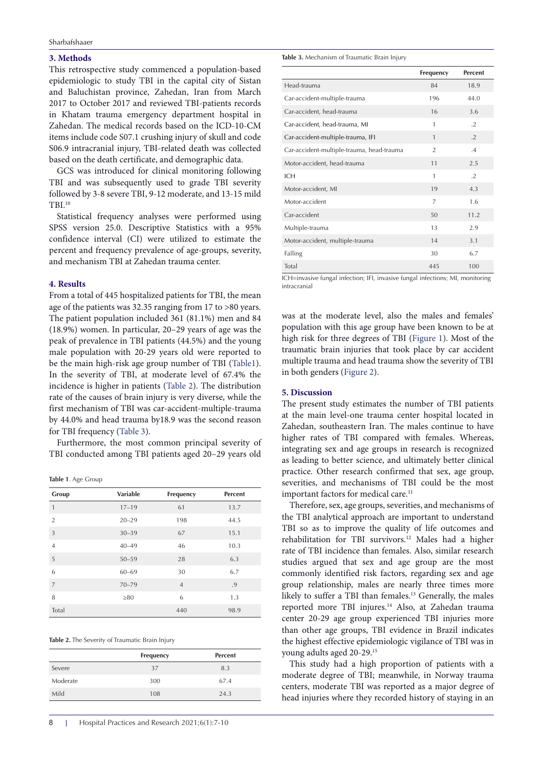## 3. Methods

This retrospective study commenced a population-based epidemiologic to study TBI in the capital city of Sistan and Baluchistan province, Zahedan, Iran from March 2017 to October 2017 and reviewed TBI-patients records in Khatam trauma emergency department hospital in Zahedan. The medical records based on the ICD-10-CM items include code S07.1 crushing injury of skull and code S06.9 intracranial injury, TBI-related death was collected based on the death certificate, and demographic data.

GCS was introduced for clinical monitoring following TBI and was subsequently used to grade TBI severity followed by 3-8 severe TBI, 9-12 moderate, and 13-15 mild TBI.[10]

Statistical frequency analyses were performed using SPSS version 25.0. Descriptive Statistics with a 95% confidence interval (CI) were utilized to estimate the percent and frequency prevalence of age-groups, severity, and mechanism TBI at Zahedan trauma center.

## 4. Results

From a total of 445 hospitalized patients for TBI, the mean age of the patients was 32.35 ranging from 17 to >80 years. The patient population included 361 (81.1%) men and 84 (18.9%) women. In particular, 20–29 years of age was the peak of prevalence in TBI patients (44.5%) and the young male population with 20-29 years old were reported to be the main high-risk age group number of TBI (Table1). In the severity of TBI, at moderate level of 67.4% the incidence is higher in patients (Table 2). The distribution rate of the causes of brain injury is very diverse, while the first mechanism of TBI was car-accident-multiple-trauma by 44.0% and head trauma by18.9 was the second reason for TBI frequency (Table 3).

Furthermore, the most common principal severity of TBI conducted among TBI patients aged 20–29 years old was at the moderate level, also the males and females' population with this age group have been known to be at high risk for three degrees of TBI (Figure 1). Most of the traumatic brain injuries that took place by car accident multiple trauma and head trauma show the severity of TBI in both genders (Figure 2).

**Table 1**. Age Group

| Group | Variable | Frequency | Percent |
|---|---|---|---|
| 1 | 17–19 | 61 | 13.7 |
| 2 | 20–29 | 198 | 44.5 |
| 3 | 30–39 | 67 | 15.1 |
| 4 | 40–49 | 46 | 10.3 |
| 5 | 50–59 | 28 | 6.3 |
| 6 | 60–69 | 30 | 6.7 |
| 7 | 70–79 | 4 | .9 |
| 8 | ≥80 | 6 | 1.3 |
| Total | | 440 | 98.9 |

**Table 2.** The Severity of Traumatic Brain Injury

| | Frequency | Percent |
|---|---|---|
| Severe | 37 | 8.3 |
| Moderate | 300 | 67.4 |
| Mild | 108 | 24.3 |

**Table 3.** Mechanism of Traumatic Brain Injury

| | Frequency | Percent |
|---|---|---|
| Head-trauma | 84 | 18.9 |
| Car-accident-multiple-trauma | 196 | 44.0 |
| Car-accident, head-trauma | 16 | 3.6 |
| Car-accident, head-trauma, MI | 1 | .2 |
| Car-accident-multiple-trauma, IFI | 1 | .2 |
| Car-accident-multiple-trauma, head-trauma | 2 | .4 |
| Motor-accident, head-trauma | 11 | 2.5 |
| ICH | 1 | .2 |
| Motor-accident, MI | 19 | 4.3 |
| Motor-accident | 7 | 1.6 |
| Car-accident | 50 | 11.2 |
| Multiple-trauma | 13 | 2.9 |
| Motor-accident, multiple-trauma | 14 | 3.1 |
| Falling | 30 | 6.7 |
| Total | 445 | 100 |

ICH=invasive fungal infection; IFI, invasive fungal infections; MI, monitoring intracranial

## 5. Discussion

The present study estimates the number of TBI patients at the main level-one trauma center hospital located in Zahedan, southeastern Iran. The males continue to have higher rates of TBI compared with females. Whereas, integrating sex and age groups in research is recognized as leading to better science, and ultimately better clinical practice. Other research confirmed that sex, age group, severities, and mechanisms of TBI could be the most important factors for medical care.[11]

Therefore, sex, age groups, severities, and mechanisms of the TBI analytical approach are important to understand TBI so as to improve the quality of life outcomes and rehabilitation for TBI survivors.[12] Males had a higher rate of TBI incidence than females. Also, similar research studies argued that sex and age group are the most commonly identified risk factors, regarding sex and age group relationship, males are nearly three times more likely to suffer a TBI than females.[13] Generally, the males reported more TBI injures.[14] Also, at Zahedan trauma center 20-29 age group experienced TBI injuries more than other age groups, TBI evidence in Brazil indicates the highest effective epidemiologic vigilance of TBI was in young adults aged 20-29.[15]

This study had a high proportion of patients with a moderate degree of TBI; meanwhile, in Norway trauma centers, moderate TBI was reported as a major degree of head injuries where they recorded history of staying in an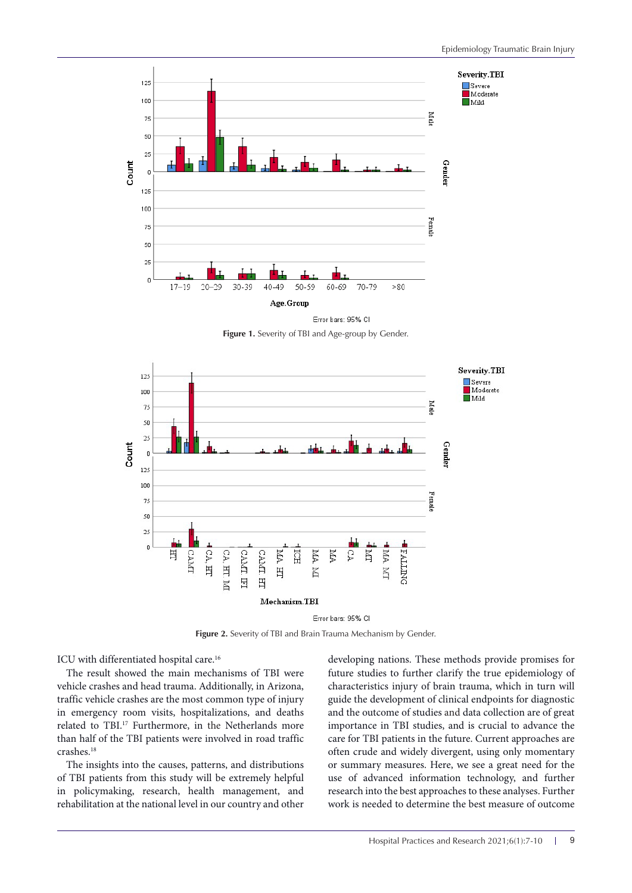Error bars: 95% CI

**Figure 1.** Severity of TBI and Age-group by Gender.

Error bars: 95% CI

**Figure 2.** Severity of TBI and Brain Trauma Mechanism by Gender.

ICU with differentiated hospital care.[16]

The result showed the main mechanisms of TBI were vehicle crashes and head trauma. Additionally, in Arizona, traffic vehicle crashes are the most common type of injury in emergency room visits, hospitalizations, and deaths related to TBI.[17] Furthermore, in the Netherlands more than half of the TBI patients were involved in road traffic crashes.[18]

The insights into the causes, patterns, and distributions of TBI patients from this study will be extremely helpful in policymaking, research, health management, and rehabilitation at the national level in our country and other developing nations. These methods provide promises for future studies to further clarify the true epidemiology of characteristics injury of brain trauma, which in turn will guide the development of clinical endpoints for diagnostic and the outcome of studies and data collection are of great importance in TBI studies, and is crucial to advance the care for TBI patients in the future. Current approaches are often crude and widely divergent, using only momentary or summary measures. Here, we see a great need for the use of advanced information technology, and further research into the best approaches to these analyses. Further work is needed to determine the best measure of outcome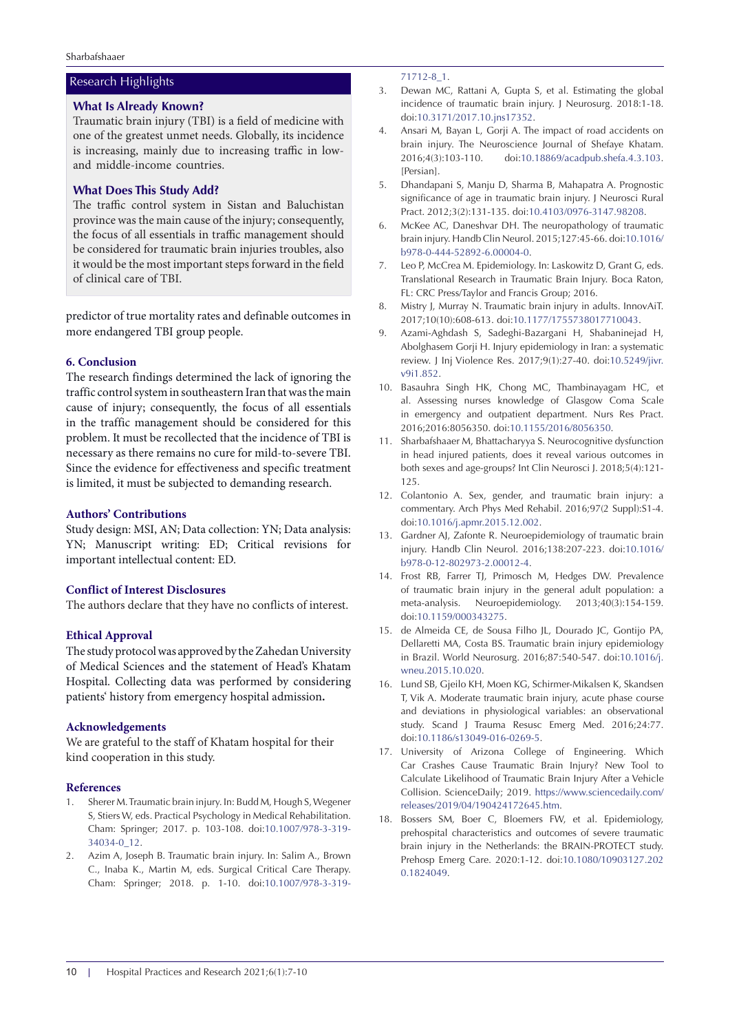## Research Highlights

### What Is Already Known?

Traumatic brain injury (TBI) is a field of medicine with one of the greatest unmet needs. Globally, its incidence is increasing, mainly due to increasing traffic in low- and middle-income countries.

### What Does This Study Add?

The traffic control system in Sistan and Baluchistan province was the main cause of the injury; consequently, the focus of all essentials in traffic management should be considered for traumatic brain injuries troubles, also it would be the most important steps forward in the field of clinical care of TBI.

predictor of true mortality rates and definable outcomes in more endangered TBI group people.

## 6. Conclusion

The research findings determined the lack of ignoring the traffic control system in southeastern Iran that was the main cause of injury; consequently, the focus of all essentials in the traffic management should be considered for this problem. It must be recollected that the incidence of TBI is necessary as there remains no cure for mild-to-severe TBI. Since the evidence for effectiveness and specific treatment is limited, it must be subjected to demanding research.

## Authors' Contributions

Study design: MSI, AN; Data collection: YN; Data analysis: YN; Manuscript writing: ED; Critical revisions for important intellectual content: ED.

## Conflict of Interest Disclosures

The authors declare that they have no conflicts of interest.

## Ethical Approval

The study protocol was approved by the Zahedan University of Medical Sciences and the statement of Head's Khatam Hospital. Collecting data was performed by considering patients' history from emergency hospital admission**.**

## Acknowledgements

We are grateful to the staff of Khatam hospital for their kind cooperation in this study.

## References

1. Sherer M. Traumatic brain injury. In: Budd M, Hough S, Wegener S, Stiers W, eds. Practical Psychology in Medical Rehabilitation. Cham: Springer; 2017. p. 103-108. doi:10.1007/978-3-319-34034-0_12.
2. Azim A, Joseph B. Traumatic brain injury. In: Salim A., Brown C., Inaba K., Martin M, eds. Surgical Critical Care Therapy. Cham: Springer; 2018. p. 1-10. doi:10.1007/978-3-319-71712-8_1.
3. Dewan MC, Rattani A, Gupta S, et al. Estimating the global incidence of traumatic brain injury. J Neurosurg. 2018:1-18. doi:10.3171/2017.10.jns17352.
4. Ansari M, Bayan L, Gorji A. The impact of road accidents on brain injury. The Neuroscience Journal of Shefaye Khatam. 2016;4(3):103-110. doi:10.18869/acadpub.shefa.4.3.103. [Persian].
5. Dhandapani S, Manju D, Sharma B, Mahapatra A. Prognostic significance of age in traumatic brain injury. J Neurosci Rural Pract. 2012;3(2):131-135. doi:10.4103/0976-3147.98208.
6. McKee AC, Daneshvar DH. The neuropathology of traumatic brain injury. Handb Clin Neurol. 2015;127:45-66. doi:10.1016/b978-0-444-52892-6.00004-0.
7. Leo P, McCrea M. Epidemiology. In: Laskowitz D, Grant G, eds. Translational Research in Traumatic Brain Injury. Boca Raton, FL: CRC Press/Taylor and Francis Group; 2016.
8. Mistry J, Murray N. Traumatic brain injury in adults. InnovAiT. 2017;10(10):608-613. doi:10.1177/1755738017710043.
9. Azami-Aghdash S, Sadeghi-Bazargani H, Shabaninejad H, Abolghasem Gorji H. Injury epidemiology in Iran: a systematic review. J Inj Violence Res. 2017;9(1):27-40. doi:10.5249/jivr.v9i1.852.
10. Basauhra Singh HK, Chong MC, Thambinayagam HC, et al. Assessing nurses knowledge of Glasgow Coma Scale in emergency and outpatient department. Nurs Res Pract. 2016;2016:8056350. doi:10.1155/2016/8056350.
11. Sharbafshaaer M, Bhattacharyya S. Neurocognitive dysfunction in head injured patients, does it reveal various outcomes in both sexes and age-groups? Int Clin Neurosci J. 2018;5(4):121-125.
12. Colantonio A. Sex, gender, and traumatic brain injury: a commentary. Arch Phys Med Rehabil. 2016;97(2 Suppl):S1-4. doi:10.1016/j.apmr.2015.12.002.
13. Gardner AJ, Zafonte R. Neuroepidemiology of traumatic brain injury. Handb Clin Neurol. 2016;138:207-223. doi:10.1016/b978-0-12-802973-2.00012-4.
14. Frost RB, Farrer TJ, Primosch M, Hedges DW. Prevalence of traumatic brain injury in the general adult population: a meta-analysis. Neuroepidemiology. 2013;40(3):154-159. doi:10.1159/000343275.
15. de Almeida CE, de Sousa Filho JL, Dourado JC, Gontijo PA, Dellaretti MA, Costa BS. Traumatic brain injury epidemiology in Brazil. World Neurosurg. 2016;87:540-547. doi:10.1016/j.wneu.2015.10.020.
16. Lund SB, Gjeilo KH, Moen KG, Schirmer-Mikalsen K, Skandsen T, Vik A. Moderate traumatic brain injury, acute phase course and deviations in physiological variables: an observational study. Scand J Trauma Resusc Emerg Med. 2016;24:77. doi:10.1186/s13049-016-0269-5.
17. University of Arizona College of Engineering. Which Car Crashes Cause Traumatic Brain Injury? New Tool to Calculate Likelihood of Traumatic Brain Injury After a Vehicle Collision. ScienceDaily; 2019. https://www.sciencedaily.com/releases/2019/04/190424172645.htm.
18. Bossers SM, Boer C, Bloemers FW, et al. Epidemiology, prehospital characteristics and outcomes of severe traumatic brain injury in the Netherlands: the BRAIN-PROTECT study. Prehosp Emerg Care. 2020:1-12. doi:10.1080/10903127.2020.1824049.